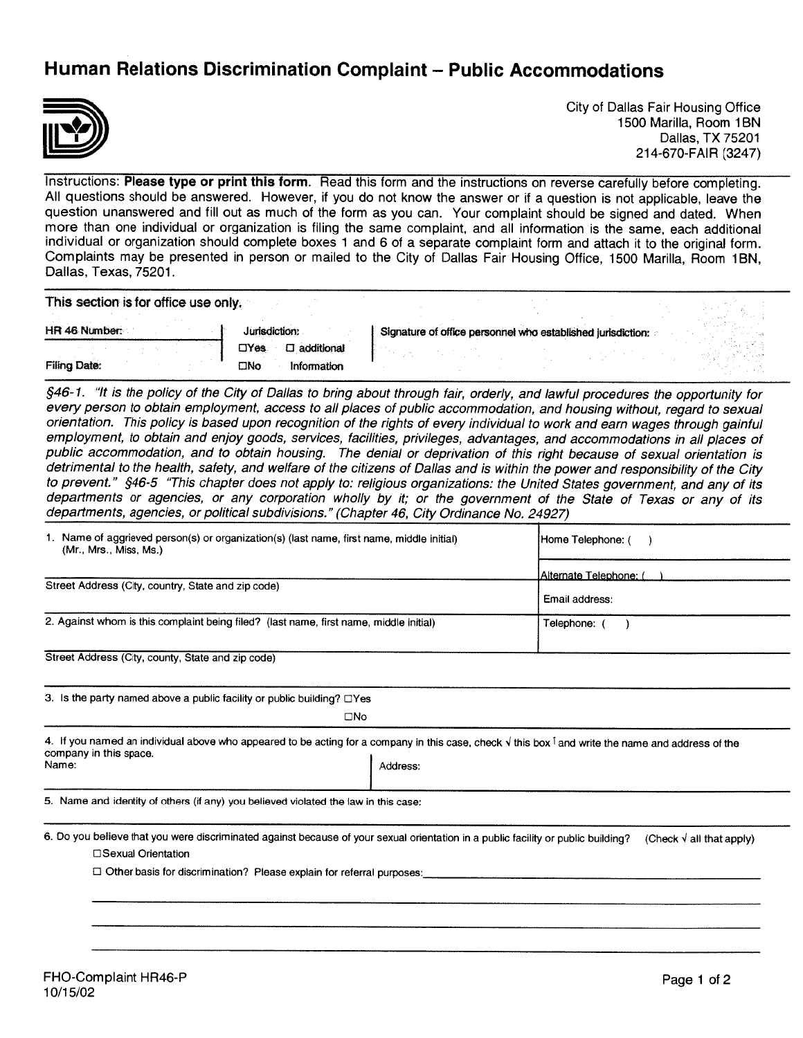# Human Relations Discrimination Complaint – Public Accommodations

City of Dallas Fair Housing Office
1500 Marilla, Room 1BN
Dallas, TX 75201
214-670-FAIR (3247)

Instructions: **Please type or print this form.** Read this form and the instructions on reverse carefully before completing. All questions should be answered. However, if you do not know the answer or if a question is not applicable, leave the question unanswered and fill out as much of the form as you can. Your complaint should be signed and dated. When more than one individual or organization is filing the same complaint, and all information is the same, each additional individual or organization should complete boxes 1 and 6 of a separate complaint form and attach it to the original form. Complaints may be presented in person or mailed to the City of Dallas Fair Housing Office, 1500 Marilla, Room 1BN, Dallas, Texas, 75201.

This section is for office use only.

| HR 46 Number: | Jurisdiction: ☐Yes ☐ additional | Signature of office personnel who established jurisdiction: |
|---|---|---|
| Filing Date: | ☐No Information | |

*§46-1. "It is the policy of the City of Dallas to bring about through fair, orderly, and lawful procedures the opportunity for every person to obtain employment, access to all places of public accommodation, and housing without, regard to sexual orientation. This policy is based upon recognition of the rights of every individual to work and earn wages through gainful employment, to obtain and enjoy goods, services, facilities, privileges, advantages, and accommodations in all places of public accommodation, and to obtain housing. The denial or deprivation of this right because of sexual orientation is detrimental to the health, safety, and welfare of the citizens of Dallas and is within the power and responsibility of the City to prevent." §46-5 "This chapter does not apply to: religious organizations: the United States government, and any of its departments or agencies, or any corporation wholly by it; or the government of the State of Texas or any of its departments, agencies, or political subdivisions." (Chapter 46, City Ordinance No. 24927)*

1. Name of aggrieved person(s) or organization(s) (last name, first name, middle initial) (Mr., Mrs., Miss, Ms.)

Home Telephone: (    )

Alternate Telephone: (    )

Street Address (City, country, State and zip code)

Email address:

2. Against whom is this complaint being filed? (last name, first name, middle initial)

Telephone: (    )

Street Address (City, county, State and zip code)

3. Is the party named above a public facility or public building? ☐Yes ☐No

4. If you named an individual above who appeared to be acting for a company in this case, check √ this box ☐ and write the name and address of the company in this space.

Name:

Address:

5. Name and identity of others (if any) you believed violated the law in this case:

6. Do you believe that you were discriminated against because of your sexual orientation in a public facility or public building? (Check √ all that apply)

☐ Sexual Orientation

☐ Other basis for discrimination? Please explain for referral purposes: \_\_\_\_\_\_\_\_\_\_\_\_\_\_\_\_\_\_\_\_\_\_\_\_

FHO-Complaint HR46-P
10/15/02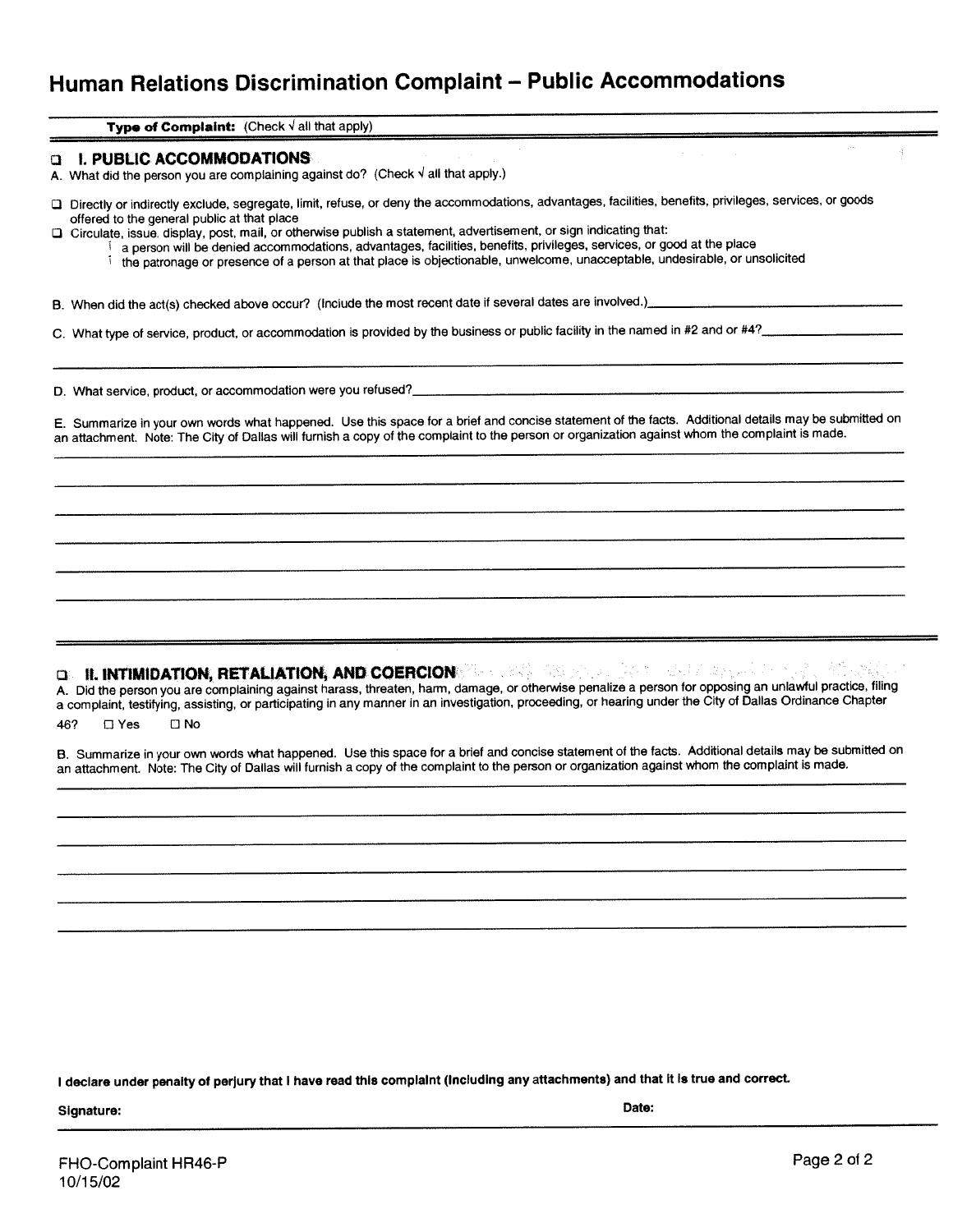# Human Relations Discrimination Complaint – Public Accommodations

**Type of Complaint:** (Check √ all that apply)

## ☐ I. PUBLIC ACCOMMODATIONS

A. What did the person you are complaining against do? (Check √ all that apply.)

☐ Directly or indirectly exclude, segregate, limit, refuse, or deny the accommodations, advantages, facilities, benefits, privileges, services, or goods offered to the general public at that place

☐ Circulate, issue, display, post, mail, or otherwise publish a statement, advertisement, or sign indicating that:

- a person will be denied accommodations, advantages, facilities, benefits, privileges, services, or good at the place
- the patronage or presence of a person at that place is objectionable, unwelcome, unacceptable, undesirable, or unsolicited

B. When did the act(s) checked above occur? (Include the most recent date if several dates are involved.)\_\_\_\_\_\_\_\_\_\_\_\_\_\_\_\_\_\_\_\_

C. What type of service, product, or accommodation is provided by the business or public facility in the named in #2 and or #4?\_\_\_\_\_\_\_\_\_\_\_\_\_\_\_\_\_\_\_\_

D. What service, product, or accommodation were you refused?\_\_\_\_\_\_\_\_\_\_\_\_\_\_\_\_\_\_\_\_

E. Summarize in your own words what happened. Use this space for a brief and concise statement of the facts. Additional details may be submitted on an attachment. Note: The City of Dallas will furnish a copy of the complaint to the person or organization against whom the complaint is made.

## ☐ II. INTIMIDATION, RETALIATION, AND COERCION

A. Did the person you are complaining against harass, threaten, harm, damage, or otherwise penalize a person for opposing an unlawful practice, filing a complaint, testifying, assisting, or participating in any manner in an investigation, proceeding, or hearing under the City of Dallas Ordinance Chapter 46? ☐ Yes ☐ No

B. Summarize in your own words what happened. Use this space for a brief and concise statement of the facts. Additional details may be submitted on an attachment. Note: The City of Dallas will furnish a copy of the complaint to the person or organization against whom the complaint is made.

**I declare under penalty of perjury that I have read this complaint (including any attachments) and that it is true and correct.**

**Signature:** **Date:**

FHO-Complaint HR46-P
10/15/02